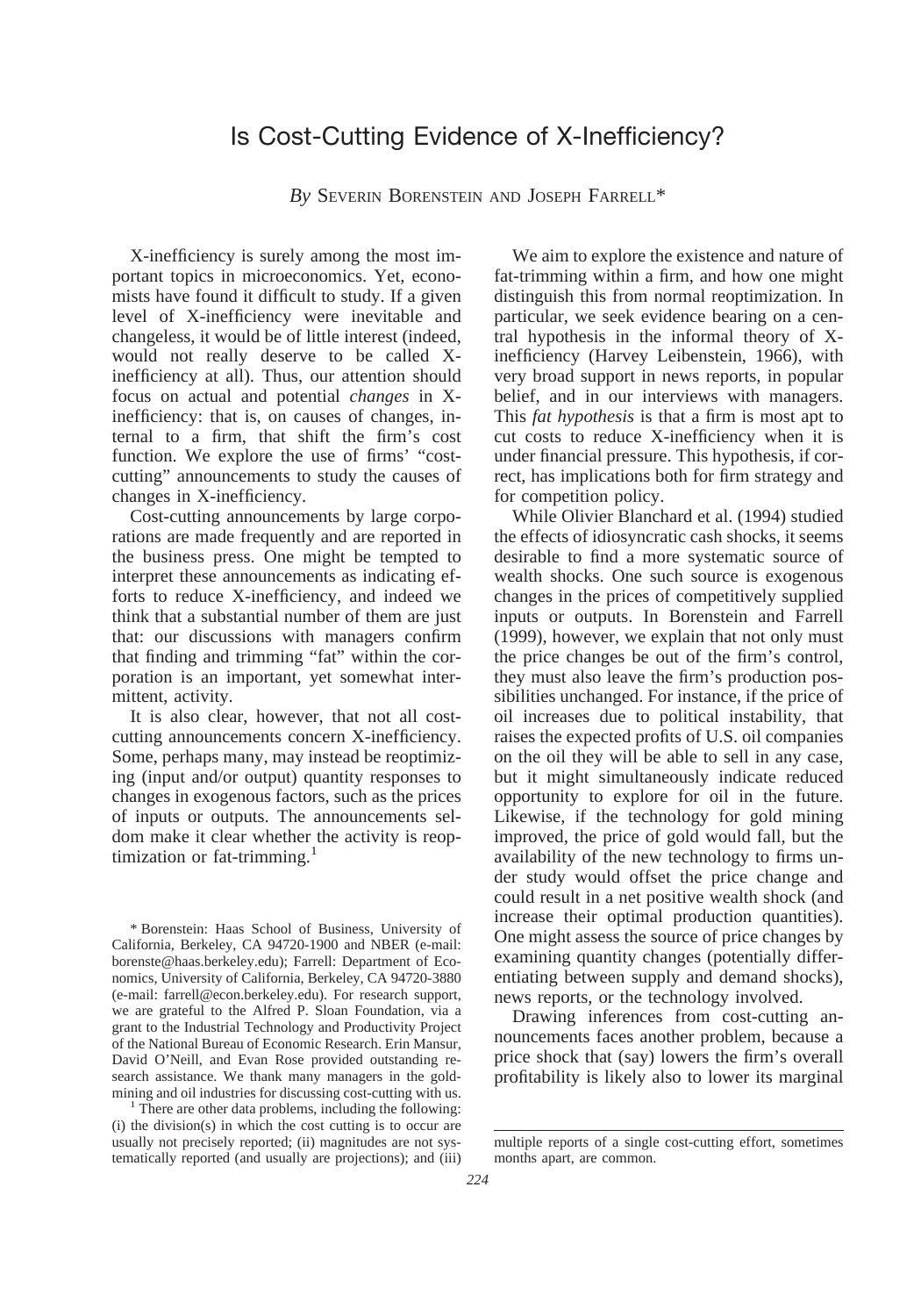# Is Cost-Cutting Evidence of X-Inefficiency?

*By* SEVERIN BORENSTEIN AND JOSEPH FARRELL*

X-inefficiency is surely among the most important topics in microeconomics. Yet, economists have found it difficult to study. If a given level of X-inefficiency were inevitable and changeless, it would be of little interest (indeed, would not really deserve to be called X-inefficiency at all). Thus, our attention should focus on actual and potential *changes* in X-inefficiency: that is, on causes of changes, internal to a firm, that shift the firm's cost function. We explore the use of firms' "cost-cutting" announcements to study the causes of changes in X-inefficiency.

Cost-cutting announcements by large corporations are made frequently and are reported in the business press. One might be tempted to interpret these announcements as indicating efforts to reduce X-inefficiency, and indeed we think that a substantial number of them are just that: our discussions with managers confirm that finding and trimming "fat" within the corporation is an important, yet somewhat intermittent, activity.

It is also clear, however, that not all cost-cutting announcements concern X-inefficiency. Some, perhaps many, may instead be reoptimizing (input and/or output) quantity responses to changes in exogenous factors, such as the prices of inputs or outputs. The announcements seldom make it clear whether the activity is reoptimization or fat-trimming.[1]

We aim to explore the existence and nature of fat-trimming within a firm, and how one might distinguish this from normal reoptimization. In particular, we seek evidence bearing on a central hypothesis in the informal theory of X-inefficiency (Harvey Leibenstein, 1966), with very broad support in news reports, in popular belief, and in our interviews with managers. This *fat hypothesis* is that a firm is most apt to cut costs to reduce X-inefficiency when it is under financial pressure. This hypothesis, if correct, has implications both for firm strategy and for competition policy.

While Olivier Blanchard et al. (1994) studied the effects of idiosyncratic cash shocks, it seems desirable to find a more systematic source of wealth shocks. One such source is exogenous changes in the prices of competitively supplied inputs or outputs. In Borenstein and Farrell (1999), however, we explain that not only must the price changes be out of the firm's control, they must also leave the firm's production possibilities unchanged. For instance, if the price of oil increases due to political instability, that raises the expected profits of U.S. oil companies on the oil they will be able to sell in any case, but it might simultaneously indicate reduced opportunity to explore for oil in the future. Likewise, if the technology for gold mining improved, the price of gold would fall, but the availability of the new technology to firms under study would offset the price change and could result in a net positive wealth shock (and increase their optimal production quantities). One might assess the source of price changes by examining quantity changes (potentially differentiating between supply and demand shocks), news reports, or the technology involved.

Drawing inferences from cost-cutting announcements faces another problem, because a price shock that (say) lowers the firm's overall profitability is likely also to lower its marginal

---

\* Borenstein: Haas School of Business, University of California, Berkeley, CA 94720-1900 and NBER (e-mail: borenste@haas.berkeley.edu); Farrell: Department of Economics, University of California, Berkeley, CA 94720-3880 (e-mail: farrell@econ.berkeley.edu). For research support, we are grateful to the Alfred P. Sloan Foundation, via a grant to the Industrial Technology and Productivity Project of the National Bureau of Economic Research. Erin Mansur, David O'Neill, and Evan Rose provided outstanding research assistance. We thank many managers in the gold-mining and oil industries for discussing cost-cutting with us.

[1] There are other data problems, including the following: (i) the division(s) in which the cost cutting is to occur are usually not precisely reported; (ii) magnitudes are not systematically reported (and usually are projections); and (iii) multiple reports of a single cost-cutting effort, sometimes months apart, are common.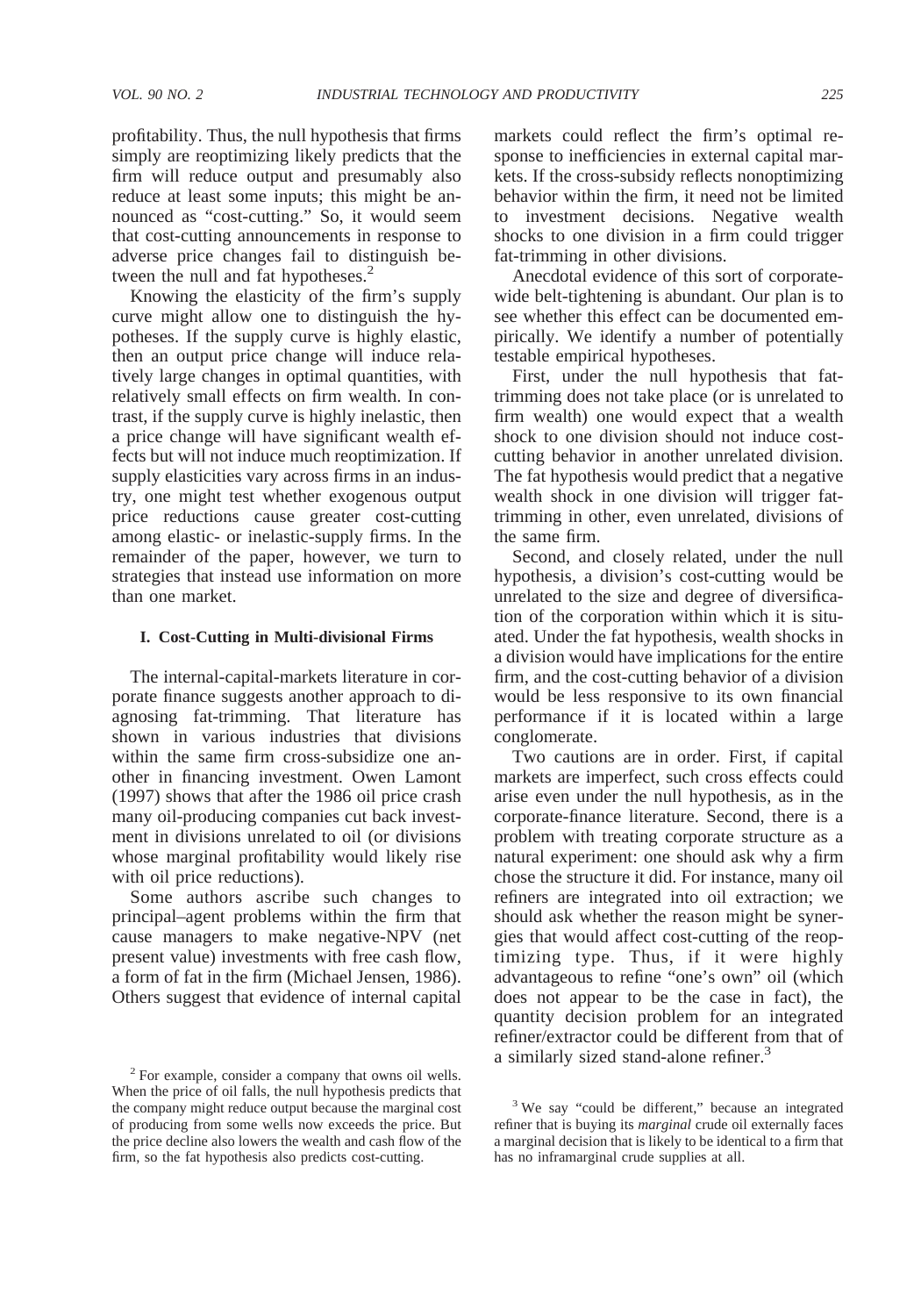profitability. Thus, the null hypothesis that firms simply are reoptimizing likely predicts that the firm will reduce output and presumably also reduce at least some inputs; this might be announced as "cost-cutting." So, it would seem that cost-cutting announcements in response to adverse price changes fail to distinguish between the null and fat hypotheses.[2]

Knowing the elasticity of the firm's supply curve might allow one to distinguish the hypotheses. If the supply curve is highly elastic, then an output price change will induce relatively large changes in optimal quantities, with relatively small effects on firm wealth. In contrast, if the supply curve is highly inelastic, then a price change will have significant wealth effects but will not induce much reoptimization. If supply elasticities vary across firms in an industry, one might test whether exogenous output price reductions cause greater cost-cutting among elastic- or inelastic-supply firms. In the remainder of the paper, however, we turn to strategies that instead use information on more than one market.

## I. Cost-Cutting in Multi-divisional Firms

The internal-capital-markets literature in corporate finance suggests another approach to diagnosing fat-trimming. That literature has shown in various industries that divisions within the same firm cross-subsidize one another in financing investment. Owen Lamont (1997) shows that after the 1986 oil price crash many oil-producing companies cut back investment in divisions unrelated to oil (or divisions whose marginal profitability would likely rise with oil price reductions).

Some authors ascribe such changes to principal–agent problems within the firm that cause managers to make negative-NPV (net present value) investments with free cash flow, a form of fat in the firm (Michael Jensen, 1986). Others suggest that evidence of internal capital markets could reflect the firm's optimal response to inefficiencies in external capital markets. If the cross-subsidy reflects nonoptimizing behavior within the firm, it need not be limited to investment decisions. Negative wealth shocks to one division in a firm could trigger fat-trimming in other divisions.

Anecdotal evidence of this sort of corporate-wide belt-tightening is abundant. Our plan is to see whether this effect can be documented empirically. We identify a number of potentially testable empirical hypotheses.

First, under the null hypothesis that fat-trimming does not take place (or is unrelated to firm wealth) one would expect that a wealth shock to one division should not induce cost-cutting behavior in another unrelated division. The fat hypothesis would predict that a negative wealth shock in one division will trigger fat-trimming in other, even unrelated, divisions of the same firm.

Second, and closely related, under the null hypothesis, a division's cost-cutting would be unrelated to the size and degree of diversification of the corporation within which it is situated. Under the fat hypothesis, wealth shocks in a division would have implications for the entire firm, and the cost-cutting behavior of a division would be less responsive to its own financial performance if it is located within a large conglomerate.

Two cautions are in order. First, if capital markets are imperfect, such cross effects could arise even under the null hypothesis, as in the corporate-finance literature. Second, there is a problem with treating corporate structure as a natural experiment: one should ask why a firm chose the structure it did. For instance, many oil refiners are integrated into oil extraction; we should ask whether the reason might be synergies that would affect cost-cutting of the reoptimizing type. Thus, if it were highly advantageous to refine "one's own" oil (which does not appear to be the case in fact), the quantity decision problem for an integrated refiner/extractor could be different from that of a similarly sized stand-alone refiner.[3]

[2] For example, consider a company that owns oil wells. When the price of oil falls, the null hypothesis predicts that the company might reduce output because the marginal cost of producing from some wells now exceeds the price. But the price decline also lowers the wealth and cash flow of the firm, so the fat hypothesis also predicts cost-cutting.

[3] We say "could be different," because an integrated refiner that is buying its *marginal* crude oil externally faces a marginal decision that is likely to be identical to a firm that has no inframarginal crude supplies at all.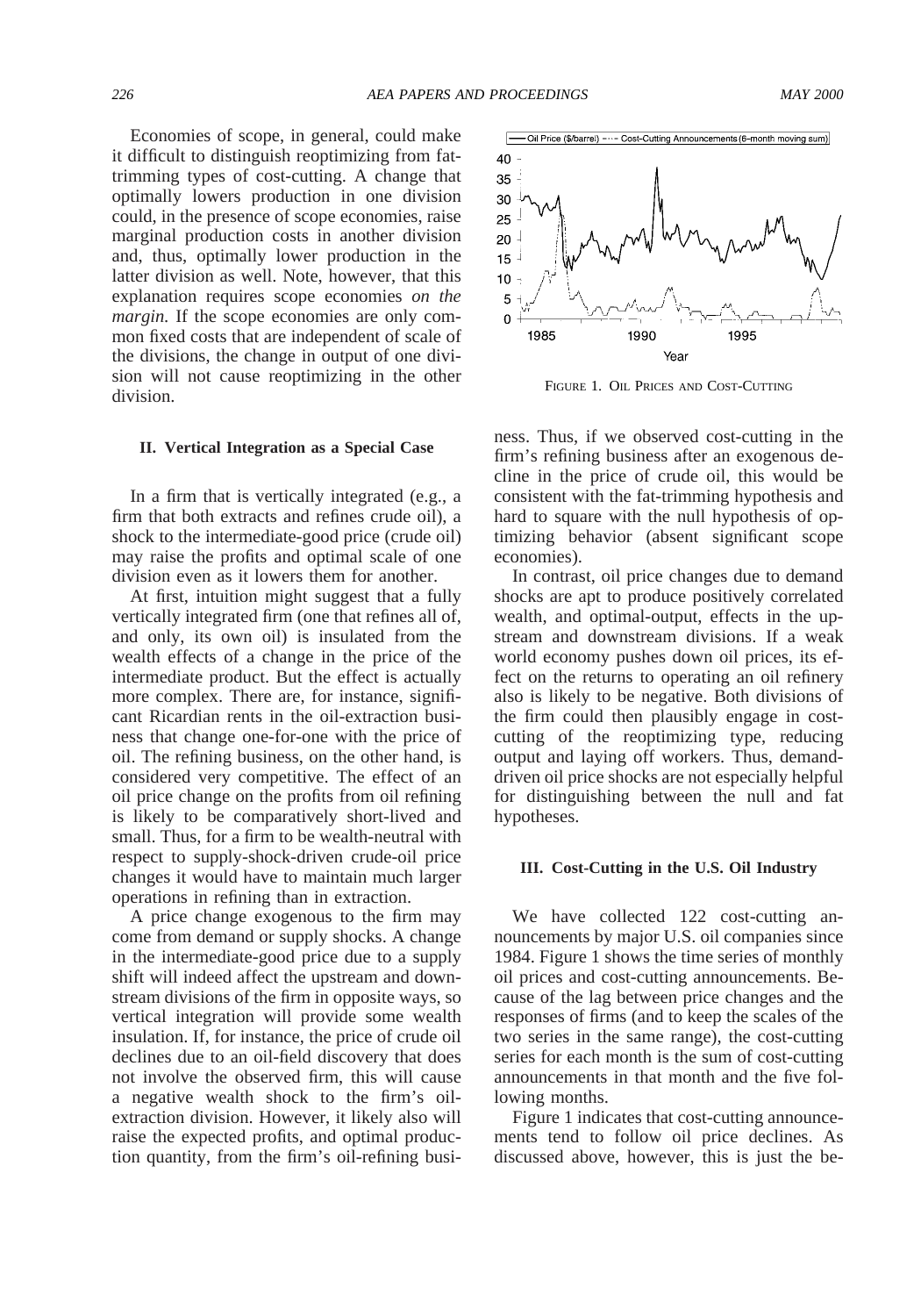Economies of scope, in general, could make it difficult to distinguish reoptimizing from fat-trimming types of cost-cutting. A change that optimally lowers production in one division could, in the presence of scope economies, raise marginal production costs in another division and, thus, optimally lower production in the latter division as well. Note, however, that this explanation requires scope economies *on the margin.* If the scope economies are only common fixed costs that are independent of scale of the divisions, the change in output of one division will not cause reoptimizing in the other division.

## II. Vertical Integration as a Special Case

In a firm that is vertically integrated (e.g., a firm that both extracts and refines crude oil), a shock to the intermediate-good price (crude oil) may raise the profits and optimal scale of one division even as it lowers them for another.

At first, intuition might suggest that a fully vertically integrated firm (one that refines all of, and only, its own oil) is insulated from the wealth effects of a change in the price of the intermediate product. But the effect is actually more complex. There are, for instance, significant Ricardian rents in the oil-extraction business that change one-for-one with the price of oil. The refining business, on the other hand, is considered very competitive. The effect of an oil price change on the profits from oil refining is likely to be comparatively short-lived and small. Thus, for a firm to be wealth-neutral with respect to supply-shock-driven crude-oil price changes it would have to maintain much larger operations in refining than in extraction.

A price change exogenous to the firm may come from demand or supply shocks. A change in the intermediate-good price due to a supply shift will indeed affect the upstream and downstream divisions of the firm in opposite ways, so vertical integration will provide some wealth insulation. If, for instance, the price of crude oil declines due to an oil-field discovery that does not involve the observed firm, this will cause a negative wealth shock to the firm's oil-extraction division. However, it likely also will raise the expected profits, and optimal production quantity, from the firm's oil-refining business. Thus, if we observed cost-cutting in the firm's refining business after an exogenous decline in the price of crude oil, this would be consistent with the fat-trimming hypothesis and hard to square with the null hypothesis of optimizing behavior (absent significant scope economies).

In contrast, oil price changes due to demand shocks are apt to produce positively correlated wealth, and optimal-output, effects in the upstream and downstream divisions. If a weak world economy pushes down oil prices, its effect on the returns to operating an oil refinery also is likely to be negative. Both divisions of the firm could then plausibly engage in cost-cutting of the reoptimizing type, reducing output and laying off workers. Thus, demand-driven oil price shocks are not especially helpful for distinguishing between the null and fat hypotheses.

Oil Price ($/barrel) Cost-Cutting Announcements (6-month moving sum)

40
35
30
25
20
15
10
5
0

1985 1990 1995

Year

FIGURE 1. OIL PRICES AND COST-CUTTING

## III. Cost-Cutting in the U.S. Oil Industry

We have collected 122 cost-cutting announcements by major U.S. oil companies since 1984. Figure 1 shows the time series of monthly oil prices and cost-cutting announcements. Because of the lag between price changes and the responses of firms (and to keep the scales of the two series in the same range), the cost-cutting series for each month is the sum of cost-cutting announcements in that month and the five following months.

Figure 1 indicates that cost-cutting announcements tend to follow oil price declines. As discussed above, however, this is just the be-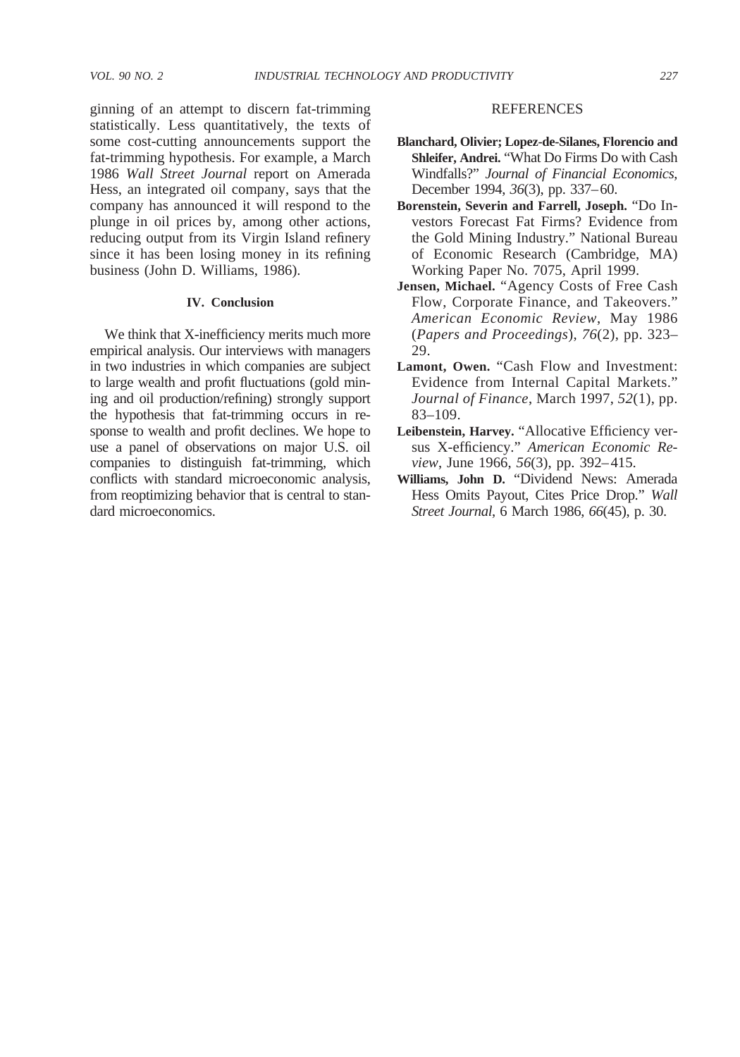ginning of an attempt to discern fat-trimming statistically. Less quantitatively, the texts of some cost-cutting announcements support the fat-trimming hypothesis. For example, a March 1986 *Wall Street Journal* report on Amerada Hess, an integrated oil company, says that the company has announced it will respond to the plunge in oil prices by, among other actions, reducing output from its Virgin Island refinery since it has been losing money in its refining business (John D. Williams, 1986).

## IV. Conclusion

We think that X-inefficiency merits much more empirical analysis. Our interviews with managers in two industries in which companies are subject to large wealth and profit fluctuations (gold mining and oil production/refining) strongly support the hypothesis that fat-trimming occurs in response to wealth and profit declines. We hope to use a panel of observations on major U.S. oil companies to distinguish fat-trimming, which conflicts with standard microeconomic analysis, from reoptimizing behavior that is central to standard microeconomics.

## REFERENCES

**Blanchard, Olivier; Lopez-de-Silanes, Florencio and Shleifer, Andrei.** "What Do Firms Do with Cash Windfalls?" *Journal of Financial Economics*, December 1994, *36*(3), pp. 337–60.

**Borenstein, Severin and Farrell, Joseph.** "Do Investors Forecast Fat Firms? Evidence from the Gold Mining Industry." National Bureau of Economic Research (Cambridge, MA) Working Paper No. 7075, April 1999.

**Jensen, Michael.** "Agency Costs of Free Cash Flow, Corporate Finance, and Takeovers." *American Economic Review*, May 1986 (*Papers and Proceedings*), *76*(2), pp. 323–29.

**Lamont, Owen.** "Cash Flow and Investment: Evidence from Internal Capital Markets." *Journal of Finance*, March 1997, *52*(1), pp. 83–109.

**Leibenstein, Harvey.** "Allocative Efficiency versus X-efficiency." *American Economic Review*, June 1966, *56*(3), pp. 392–415.

**Williams, John D.** "Dividend News: Amerada Hess Omits Payout, Cites Price Drop." *Wall Street Journal*, 6 March 1986, *66*(45), p. 30.